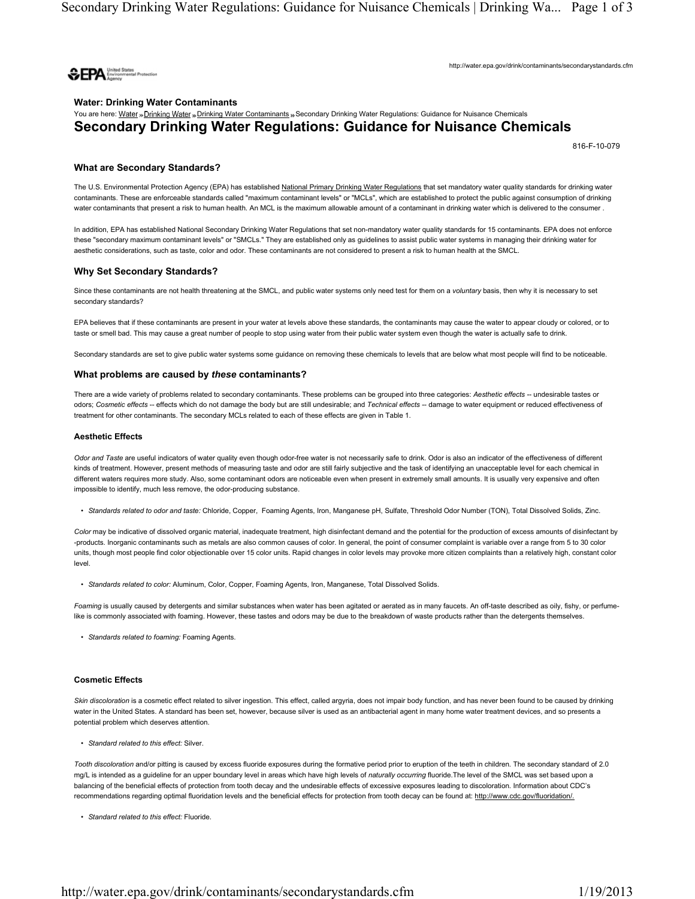http://water.epa.gov/drink/contaminants/secondarystandards.cfm

**Water: Drinking Water Contaminants**

You are here: Water » Drinking Water » Drinking Water Contaminants » Secondary Drinking Water Regulations: Guidance for Nuisance Chemicals

# Secondary Drinking Water Regulations: Guidance for Nuisance Chemicals

816-F-10-079

## What are Secondary Standards?

The U.S. Environmental Protection Agency (EPA) has established National Primary Drinking Water Regulations that set mandatory water quality standards for drinking water contaminants. These are enforceable standards called "maximum contaminant levels" or "MCLs", which are established to protect the public against consumption of drinking water contaminants that present a risk to human health. An MCL is the maximum allowable amount of a contaminant in drinking water which is delivered to the consumer .

In addition, EPA has established National Secondary Drinking Water Regulations that set non-mandatory water quality standards for 15 contaminants. EPA does not enforce these "secondary maximum contaminant levels" or "SMCLs." They are established only as guidelines to assist public water systems in managing their drinking water for aesthetic considerations, such as taste, color and odor. These contaminants are not considered to present a risk to human health at the SMCL.

## Why Set Secondary Standards?

Since these contaminants are not health threatening at the SMCL, and public water systems only need test for them on a *voluntary* basis, then why it is necessary to set secondary standards?

EPA believes that if these contaminants are present in your water at levels above these standards, the contaminants may cause the water to appear cloudy or colored, or to taste or smell bad. This may cause a great number of people to stop using water from their public water system even though the water is actually safe to drink.

Secondary standards are set to give public water systems some guidance on removing these chemicals to levels that are below what most people will find to be noticeable.

## What problems are caused by *these* contaminants?

There are a wide variety of problems related to secondary contaminants. These problems can be grouped into three categories: *Aesthetic effects* -- undesirable tastes or odors; *Cosmetic effects* -- effects which do not damage the body but are still undesirable; and *Technical effects* -- damage to water equipment or reduced effectiveness of treatment for other contaminants. The secondary MCLs related to each of these effects are given in Table 1.

### Aesthetic Effects

*Odor and Taste* are useful indicators of water quality even though odor-free water is not necessarily safe to drink. Odor is also an indicator of the effectiveness of different kinds of treatment. However, present methods of measuring taste and odor are still fairly subjective and the task of identifying an unacceptable level for each chemical in different waters requires more study. Also, some contaminant odors are noticeable even when present in extremely small amounts. It is usually very expensive and often impossible to identify, much less remove, the odor-producing substance.

- *Standards related to odor and taste:* Chloride, Copper, Foaming Agents, Iron, Manganese pH, Sulfate, Threshold Odor Number (TON), Total Dissolved Solids, Zinc.

*Color* may be indicative of dissolved organic material, inadequate treatment, high disinfectant demand and the potential for the production of excess amounts of disinfectant by -products. Inorganic contaminants such as metals are also common causes of color. In general, the point of consumer complaint is variable over a range from 5 to 30 color units, though most people find color objectionable over 15 color units. Rapid changes in color levels may provoke more citizen complaints than a relatively high, constant color level.

- *Standards related to color:* Aluminum, Color, Copper, Foaming Agents, Iron, Manganese, Total Dissolved Solids.

*Foaming* is usually caused by detergents and similar substances when water has been agitated or aerated as in many faucets. An off-taste described as oily, fishy, or perfume-like is commonly associated with foaming. However, these tastes and odors may be due to the breakdown of waste products rather than the detergents themselves.

- *Standards related to foaming:* Foaming Agents.

### Cosmetic Effects

*Skin discoloration* is a cosmetic effect related to silver ingestion. This effect, called argyria, does not impair body function, and has never been found to be caused by drinking water in the United States. A standard has been set, however, because silver is used as an antibacterial agent in many home water treatment devices, and so presents a potential problem which deserves attention.

- *Standard related to this effect:* Silver.

*Tooth discoloration* and/or pitting is caused by excess fluoride exposures during the formative period prior to eruption of the teeth in children. The secondary standard of 2.0 mg/L is intended as a guideline for an upper boundary level in areas which have high levels of *naturally occurring* fluoride.The level of the SMCL was set based upon a balancing of the beneficial effects of protection from tooth decay and the undesirable effects of excessive exposures leading to discoloration. Information about CDC's recommendations regarding optimal fluoridation levels and the beneficial effects for protection from tooth decay can be found at: http://www.cdc.gov/fluoridation/.

- *Standard related to this effect:* Fluoride.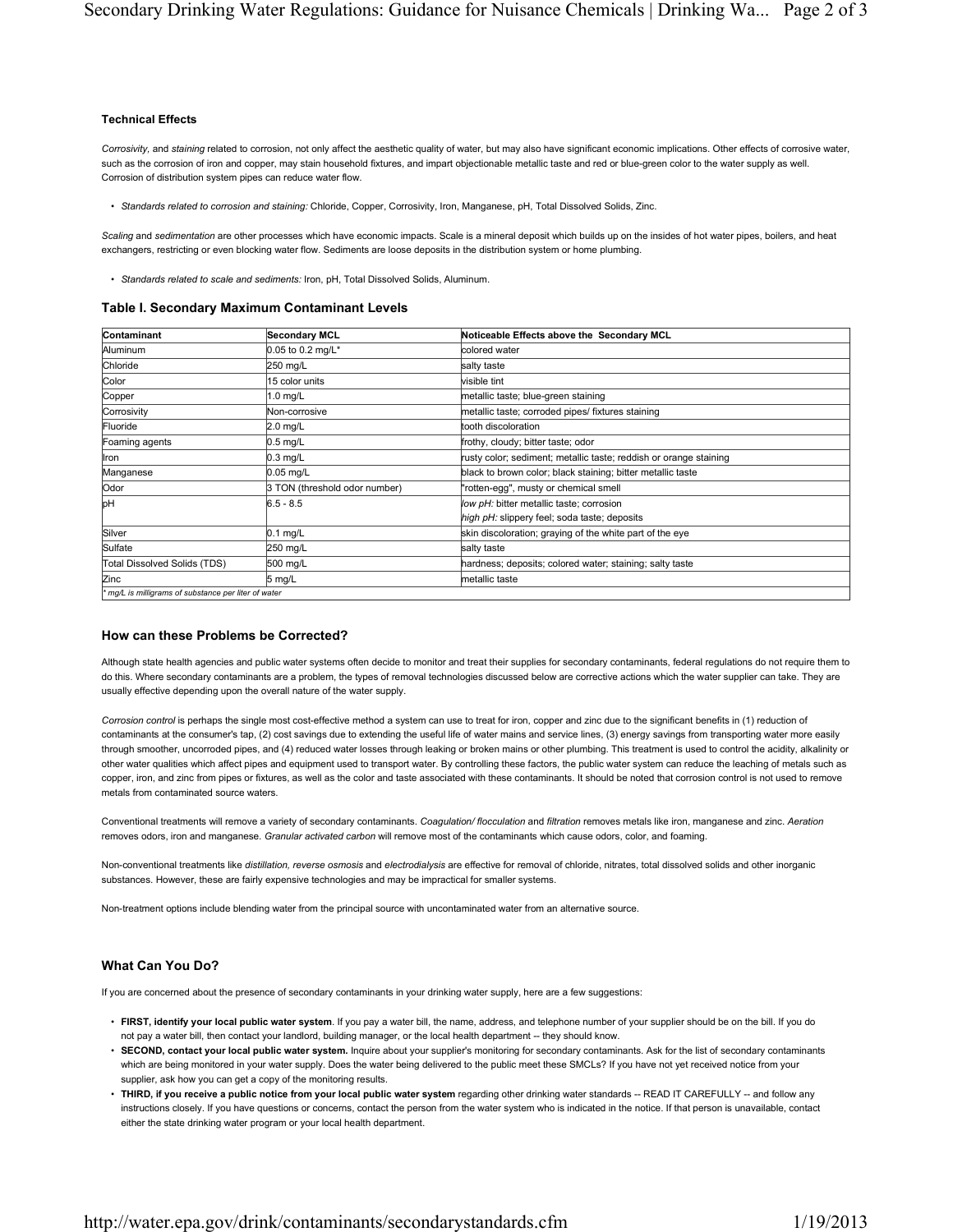### Technical Effects

*Corrosivity*, and *staining* related to corrosion, not only affect the aesthetic quality of water, but may also have significant economic implications. Other effects of corrosive water, such as the corrosion of iron and copper, may stain household fixtures, and impart objectionable metallic taste and red or blue-green color to the water supply as well. Corrosion of distribution system pipes can reduce water flow.

- *Standards related to corrosion and staining:* Chloride, Copper, Corrosivity, Iron, Manganese, pH, Total Dissolved Solids, Zinc.

*Scaling* and *sedimentation* are other processes which have economic impacts. Scale is a mineral deposit which builds up on the insides of hot water pipes, boilers, and heat exchangers, restricting or even blocking water flow. Sediments are loose deposits in the distribution system or home plumbing.

- *Standards related to scale and sediments:* Iron, pH, Total Dissolved Solids, Aluminum.

### Table I. Secondary Maximum Contaminant Levels

| Contaminant | Secondary MCL | Noticeable Effects above the Secondary MCL |
|---|---|---|
| Aluminum | 0.05 to 0.2 mg/L* | colored water |
| Chloride | 250 mg/L | salty taste |
| Color | 15 color units | visible tint |
| Copper | 1.0 mg/L | metallic taste; blue-green staining |
| Corrosivity | Non-corrosive | metallic taste; corroded pipes/ fixtures staining |
| Fluoride | 2.0 mg/L | tooth discoloration |
| Foaming agents | 0.5 mg/L | frothy, cloudy; bitter taste; odor |
| Iron | 0.3 mg/L | rusty color; sediment; metallic taste; reddish or orange staining |
| Manganese | 0.05 mg/L | black to brown color; black staining; bitter metallic taste |
| Odor | 3 TON (threshold odor number) | "rotten-egg", musty or chemical smell |
| pH | 6.5 - 8.5 | *low pH:* bitter metallic taste; corrosion<br>*high pH:* slippery feel; soda taste; deposits |
| Silver | 0.1 mg/L | skin discoloration; graying of the white part of the eye |
| Sulfate | 250 mg/L | salty taste |
| Total Dissolved Solids (TDS) | 500 mg/L | hardness; deposits; colored water; staining; salty taste |
| Zinc | 5 mg/L | metallic taste |
| *\* mg/L is milligrams of substance per liter of water* | | |

### How can these Problems be Corrected?

Although state health agencies and public water systems often decide to monitor and treat their supplies for secondary contaminants, federal regulations do not require them to do this. Where secondary contaminants are a problem, the types of removal technologies discussed below are corrective actions which the water supplier can take. They are usually effective depending upon the overall nature of the water supply.

*Corrosion control* is perhaps the single most cost-effective method a system can use to treat for iron, copper and zinc due to the significant benefits in (1) reduction of contaminants at the consumer's tap, (2) cost savings due to extending the useful life of water mains and service lines, (3) energy savings from transporting water more easily through smoother, uncorroded pipes, and (4) reduced water losses through leaking or broken mains or other plumbing. This treatment is used to control the acidity, alkalinity or other water qualities which affect pipes and equipment used to transport water. By controlling these factors, the public water system can reduce the leaching of metals such as copper, iron, and zinc from pipes or fixtures, as well as the color and taste associated with these contaminants. It should be noted that corrosion control is not used to remove metals from contaminated source waters.

Conventional treatments will remove a variety of secondary contaminants. *Coagulation/ flocculation* and *filtration* removes metals like iron, manganese and zinc. *Aeration* removes odors, iron and manganese. *Granular activated carbon* will remove most of the contaminants which cause odors, color, and foaming.

Non-conventional treatments like *distillation, reverse osmosis* and *electrodialysis* are effective for removal of chloride, nitrates, total dissolved solids and other inorganic substances. However, these are fairly expensive technologies and may be impractical for smaller systems.

Non-treatment options include blending water from the principal source with uncontaminated water from an alternative source.

### What Can You Do?

If you are concerned about the presence of secondary contaminants in your drinking water supply, here are a few suggestions:

- **FIRST, identify your local public water system**. If you pay a water bill, the name, address, and telephone number of your supplier should be on the bill. If you do not pay a water bill, then contact your landlord, building manager, or the local health department -- they should know.
- **SECOND, contact your local public water system.** Inquire about your supplier's monitoring for secondary contaminants. Ask for the list of secondary contaminants which are being monitored in your water supply. Does the water being delivered to the public meet these SMCLs? If you have not yet received notice from your supplier, ask how you can get a copy of the monitoring results.
- **THIRD, if you receive a public notice from your local public water system** regarding other drinking water standards -- READ IT CAREFULLY -- and follow any instructions closely. If you have questions or concerns, contact the person from the water system who is indicated in the notice. If that person is unavailable, contact either the state drinking water program or your local health department.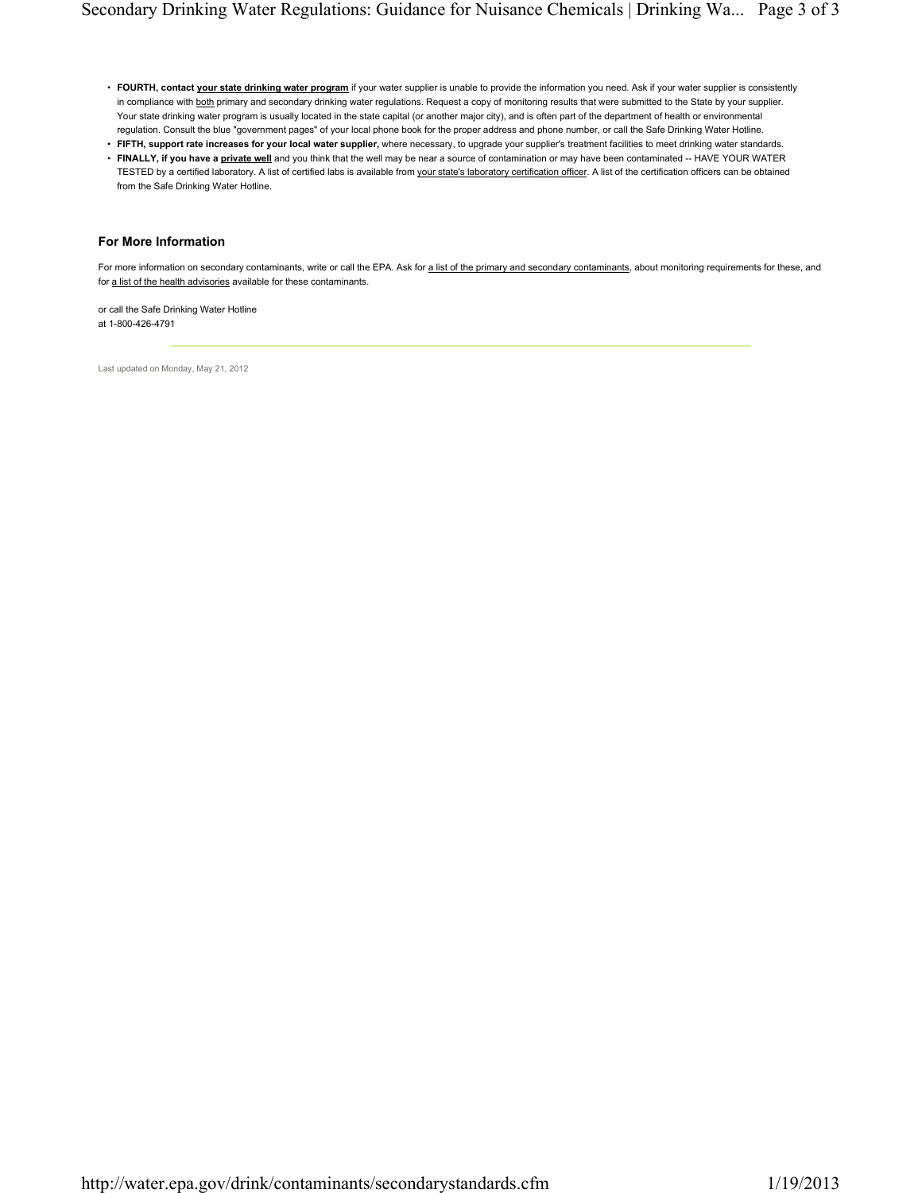- **FOURTH, contact your state drinking water program** if your water supplier is unable to provide the information you need. Ask if your water supplier is consistently in compliance with both primary and secondary drinking water regulations. Request a copy of monitoring results that were submitted to the State by your supplier. Your state drinking water program is usually located in the state capital (or another major city), and is often part of the department of health or environmental regulation. Consult the blue "government pages" of your local phone book for the proper address and phone number, or call the Safe Drinking Water Hotline.
- **FIFTH, support rate increases for your local water supplier,** where necessary, to upgrade your supplier's treatment facilities to meet drinking water standards.
- **FINALLY, if you have a private well** and you think that the well may be near a source of contamination or may have been contaminated -- HAVE YOUR WATER TESTED by a certified laboratory. A list of certified labs is available from your state's laboratory certification officer. A list of the certification officers can be obtained from the Safe Drinking Water Hotline.

### For More Information

For more information on secondary contaminants, write or call the EPA. Ask for a list of the primary and secondary contaminants, about monitoring requirements for these, and for a list of the health advisories available for these contaminants.

or call the Safe Drinking Water Hotline
at 1-800-426-4791

Last updated on Monday, May 21, 2012